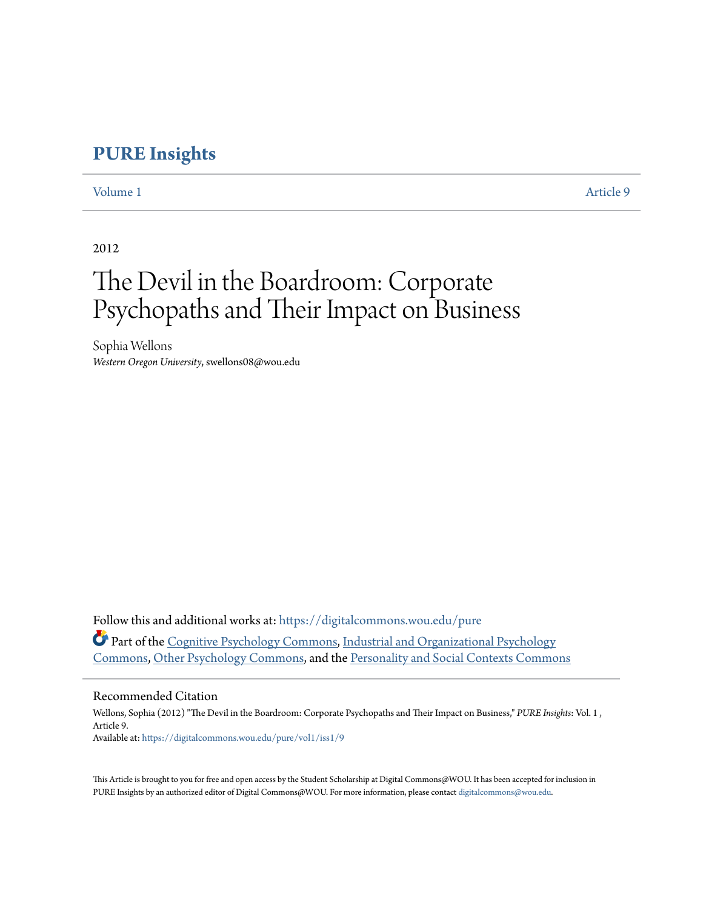# PURE Insights

Volume 1 | Article 9

2012

# The Devil in the Boardroom: Corporate Psychopaths and Their Impact on Business

Sophia Wellons
*Western Oregon University*, swellons08@wou.edu

Follow this and additional works at: https://digitalcommons.wou.edu/pure

Part of the Cognitive Psychology Commons, Industrial and Organizational Psychology Commons, Other Psychology Commons, and the Personality and Social Contexts Commons

## Recommended Citation

Wellons, Sophia (2012) "The Devil in the Boardroom: Corporate Psychopaths and Their Impact on Business," *PURE Insights*: Vol. 1 , Article 9.
Available at: https://digitalcommons.wou.edu/pure/vol1/iss1/9

This Article is brought to you for free and open access by the Student Scholarship at Digital Commons@WOU. It has been accepted for inclusion in PURE Insights by an authorized editor of Digital Commons@WOU. For more information, please contact digitalcommons@wou.edu.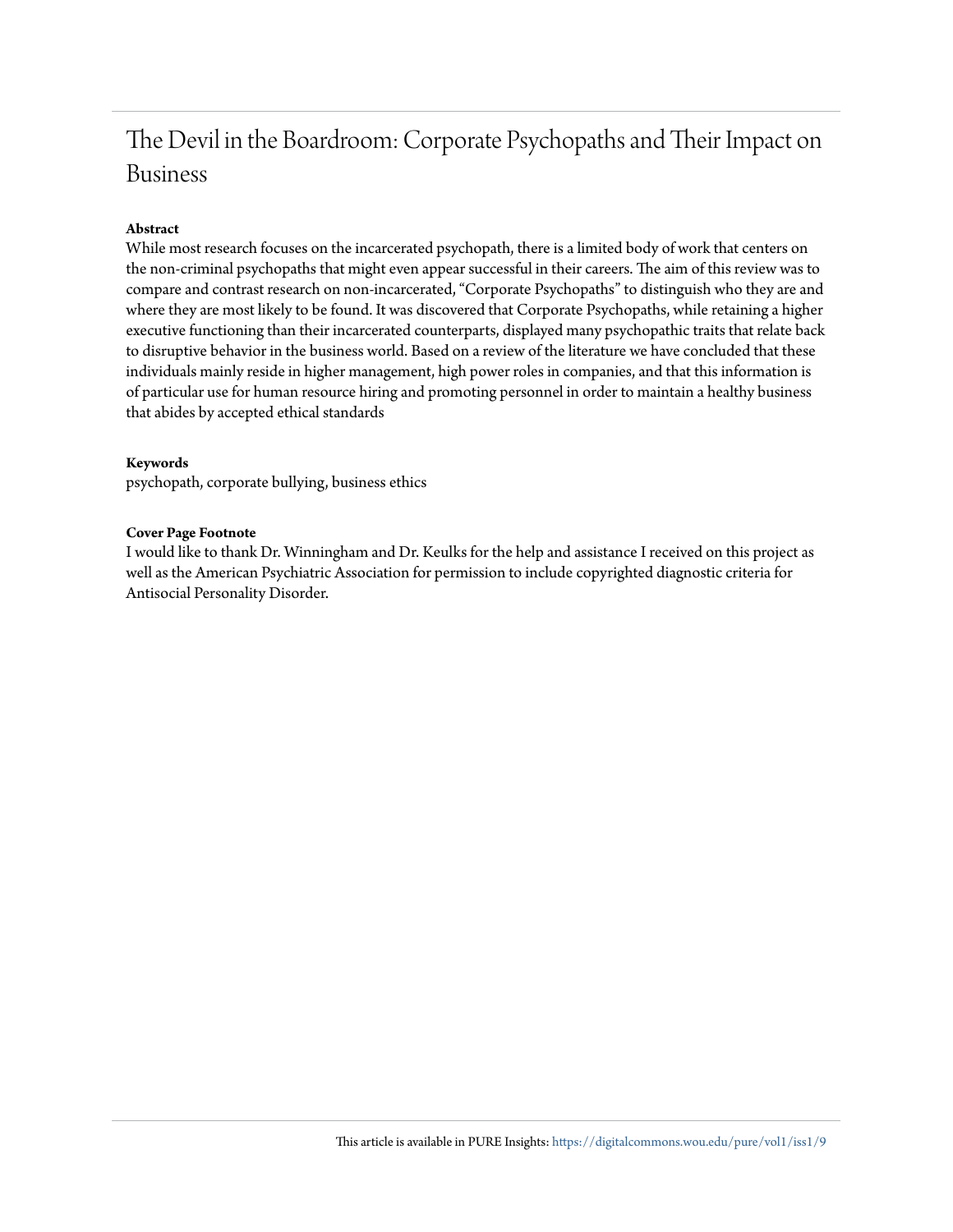# The Devil in the Boardroom: Corporate Psychopaths and Their Impact on Business

**Abstract**

While most research focuses on the incarcerated psychopath, there is a limited body of work that centers on the non-criminal psychopaths that might even appear successful in their careers. The aim of this review was to compare and contrast research on non-incarcerated, "Corporate Psychopaths" to distinguish who they are and where they are most likely to be found. It was discovered that Corporate Psychopaths, while retaining a higher executive functioning than their incarcerated counterparts, displayed many psychopathic traits that relate back to disruptive behavior in the business world. Based on a review of the literature we have concluded that these individuals mainly reside in higher management, high power roles in companies, and that this information is of particular use for human resource hiring and promoting personnel in order to maintain a healthy business that abides by accepted ethical standards

**Keywords**

psychopath, corporate bullying, business ethics

**Cover Page Footnote**

I would like to thank Dr. Winningham and Dr. Keulks for the help and assistance I received on this project as well as the American Psychiatric Association for permission to include copyrighted diagnostic criteria for Antisocial Personality Disorder.

This article is available in PURE Insights: https://digitalcommons.wou.edu/pure/vol1/iss1/9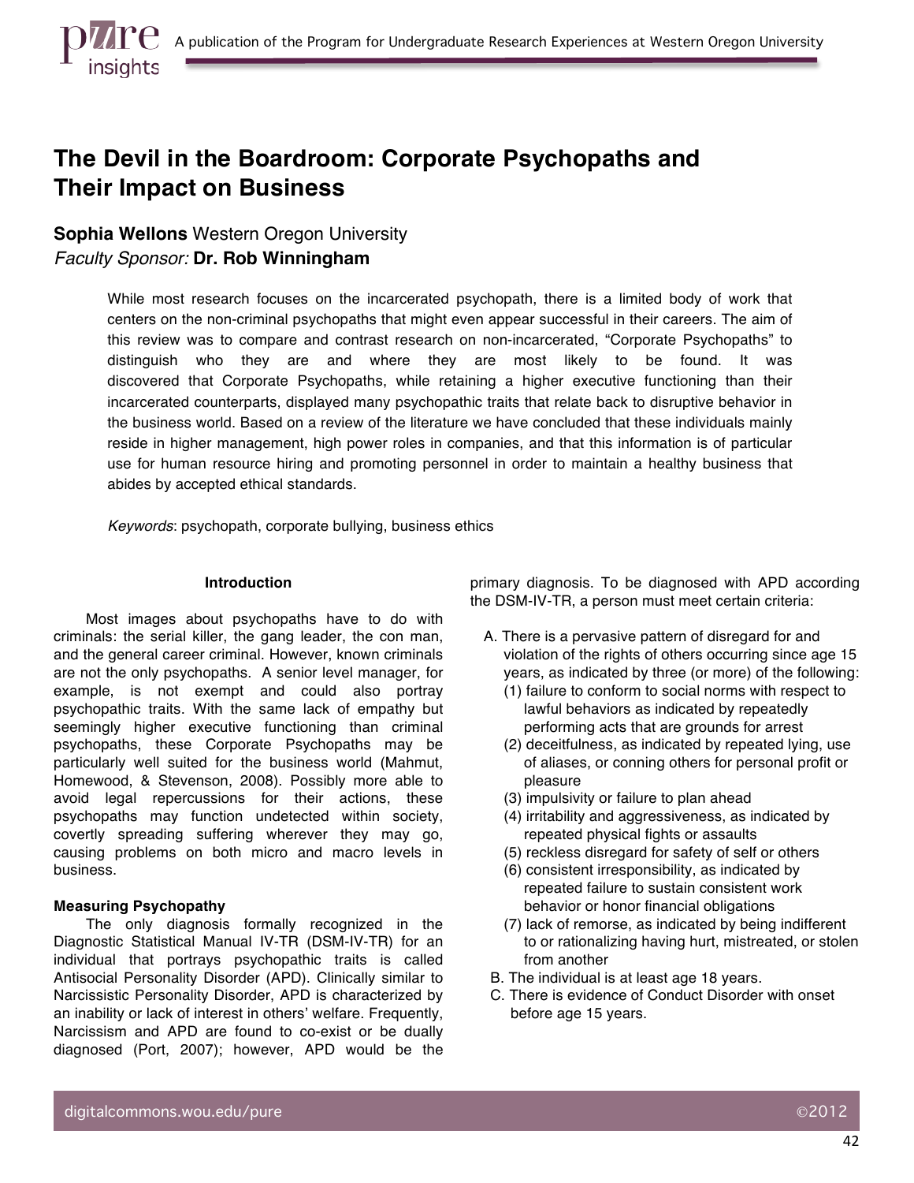# The Devil in the Boardroom: Corporate Psychopaths and Their Impact on Business

**Sophia Wellons** Western Oregon University
*Faculty Sponsor:* **Dr. Rob Winningham**

While most research focuses on the incarcerated psychopath, there is a limited body of work that centers on the non-criminal psychopaths that might even appear successful in their careers. The aim of this review was to compare and contrast research on non-incarcerated, "Corporate Psychopaths" to distinguish who they are and where they are most likely to be found. It was discovered that Corporate Psychopaths, while retaining a higher executive functioning than their incarcerated counterparts, displayed many psychopathic traits that relate back to disruptive behavior in the business world. Based on a review of the literature we have concluded that these individuals mainly reside in higher management, high power roles in companies, and that this information is of particular use for human resource hiring and promoting personnel in order to maintain a healthy business that abides by accepted ethical standards.

*Keywords*: psychopath, corporate bullying, business ethics

## Introduction

Most images about psychopaths have to do with criminals: the serial killer, the gang leader, the con man, and the general career criminal. However, known criminals are not the only psychopaths. A senior level manager, for example, is not exempt and could also portray psychopathic traits. With the same lack of empathy but seemingly higher executive functioning than criminal psychopaths, these Corporate Psychopaths may be particularly well suited for the business world (Mahmut, Homewood, & Stevenson, 2008). Possibly more able to avoid legal repercussions for their actions, these psychopaths may function undetected within society, covertly spreading suffering wherever they may go, causing problems on both micro and macro levels in business.

### Measuring Psychopathy

The only diagnosis formally recognized in the Diagnostic Statistical Manual IV-TR (DSM-IV-TR) for an individual that portrays psychopathic traits is called Antisocial Personality Disorder (APD). Clinically similar to Narcissistic Personality Disorder, APD is characterized by an inability or lack of interest in others' welfare. Frequently, Narcissism and APD are found to co-exist or be dually diagnosed (Port, 2007); however, APD would be the primary diagnosis. To be diagnosed with APD according the DSM-IV-TR, a person must meet certain criteria:

A. There is a pervasive pattern of disregard for and violation of the rights of others occurring since age 15 years, as indicated by three (or more) of the following:
   (1) failure to conform to social norms with respect to lawful behaviors as indicated by repeatedly performing acts that are grounds for arrest
   (2) deceitfulness, as indicated by repeated lying, use of aliases, or conning others for personal profit or pleasure
   (3) impulsivity or failure to plan ahead
   (4) irritability and aggressiveness, as indicated by repeated physical fights or assaults
   (5) reckless disregard for safety of self or others
   (6) consistent irresponsibility, as indicated by repeated failure to sustain consistent work behavior or honor financial obligations
   (7) lack of remorse, as indicated by being indifferent to or rationalizing having hurt, mistreated, or stolen from another

B. The individual is at least age 18 years.

C. There is evidence of Conduct Disorder with onset before age 15 years.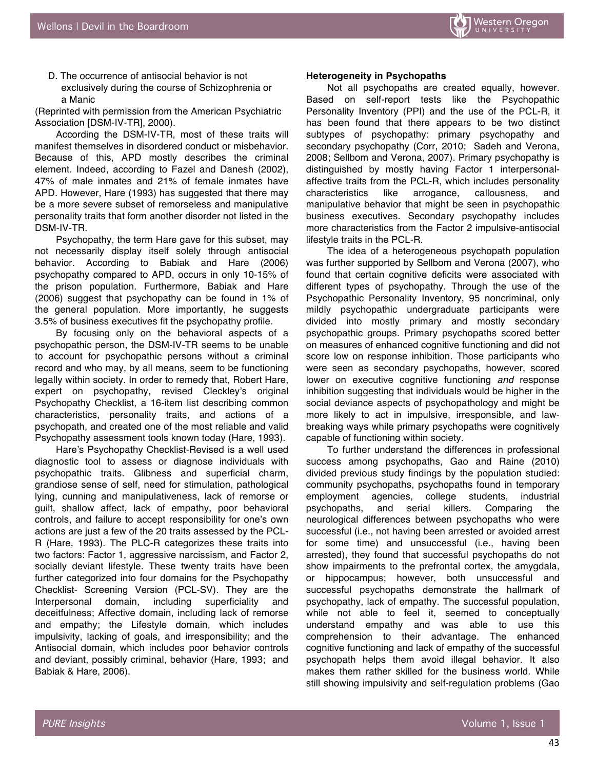D. The occurrence of antisocial behavior is not exclusively during the course of Schizophrenia or a Manic

(Reprinted with permission from the American Psychiatric Association [DSM-IV-TR], 2000).

According the DSM-IV-TR, most of these traits will manifest themselves in disordered conduct or misbehavior. Because of this, APD mostly describes the criminal element. Indeed, according to Fazel and Danesh (2002), 47% of male inmates and 21% of female inmates have APD. However, Hare (1993) has suggested that there may be a more severe subset of remorseless and manipulative personality traits that form another disorder not listed in the DSM-IV-TR.

Psychopathy, the term Hare gave for this subset, may not necessarily display itself solely through antisocial behavior. According to Babiak and Hare (2006) psychopathy compared to APD, occurs in only 10-15% of the prison population. Furthermore, Babiak and Hare (2006) suggest that psychopathy can be found in 1% of the general population. More importantly, he suggests 3.5% of business executives fit the psychopathy profile.

By focusing only on the behavioral aspects of a psychopathic person, the DSM-IV-TR seems to be unable to account for psychopathic persons without a criminal record and who may, by all means, seem to be functioning legally within society. In order to remedy that, Robert Hare, expert on psychopathy, revised Cleckley's original Psychopathy Checklist, a 16-item list describing common characteristics, personality traits, and actions of a psychopath, and created one of the most reliable and valid Psychopathy assessment tools known today (Hare, 1993).

Hare's Psychopathy Checklist-Revised is a well used diagnostic tool to assess or diagnose individuals with psychopathic traits. Glibness and superficial charm, grandiose sense of self, need for stimulation, pathological lying, cunning and manipulativeness, lack of remorse or guilt, shallow affect, lack of empathy, poor behavioral controls, and failure to accept responsibility for one's own actions are just a few of the 20 traits assessed by the PCL-R (Hare, 1993). The PLC-R categorizes these traits into two factors: Factor 1, aggressive narcissism, and Factor 2, socially deviant lifestyle. These twenty traits have been further categorized into four domains for the Psychopathy Checklist- Screening Version (PCL-SV). They are the Interpersonal domain, including superficiality and deceitfulness; Affective domain, including lack of remorse and empathy; the Lifestyle domain, which includes impulsivity, lacking of goals, and irresponsibility; and the Antisocial domain, which includes poor behavior controls and deviant, possibly criminal, behavior (Hare, 1993; and Babiak & Hare, 2006).

**Heterogeneity in Psychopaths**

Not all psychopaths are created equally, however. Based on self-report tests like the Psychopathic Personality Inventory (PPI) and the use of the PCL-R, it has been found that there appears to be two distinct subtypes of psychopathy: primary psychopathy and secondary psychopathy (Corr, 2010; Sadeh and Verona, 2008; Sellbom and Verona, 2007). Primary psychopathy is distinguished by mostly having Factor 1 interpersonal-affective traits from the PCL-R, which includes personality characteristics like arrogance, callousness, and manipulative behavior that might be seen in psychopathic business executives. Secondary psychopathy includes more characteristics from the Factor 2 impulsive-antisocial lifestyle traits in the PCL-R.

The idea of a heterogeneous psychopath population was further supported by Sellbom and Verona (2007), who found that certain cognitive deficits were associated with different types of psychopathy. Through the use of the Psychopathic Personality Inventory, 95 noncriminal, only mildly psychopathic undergraduate participants were divided into mostly primary and mostly secondary psychopathic groups. Primary psychopaths scored better on measures of enhanced cognitive functioning and did not score low on response inhibition. Those participants who were seen as secondary psychopaths, however, scored lower on executive cognitive functioning *and* response inhibition suggesting that individuals would be higher in the social deviance aspects of psychopathology and might be more likely to act in impulsive, irresponsible, and law-breaking ways while primary psychopaths were cognitively capable of functioning within society.

To further understand the differences in professional success among psychopaths, Gao and Raine (2010) divided previous study findings by the population studied: community psychopaths, psychopaths found in temporary employment agencies, college students, industrial psychopaths, and serial killers. Comparing the neurological differences between psychopaths who were successful (i.e., not having been arrested or avoided arrest for some time) and unsuccessful (i.e., having been arrested), they found that successful psychopaths do not show impairments to the prefrontal cortex, the amygdala, or hippocampus; however, both unsuccessful and successful psychopaths demonstrate the hallmark of psychopathy, lack of empathy. The successful population, while not able to feel it, seemed to conceptually understand empathy and was able to use this comprehension to their advantage. The enhanced cognitive functioning and lack of empathy of the successful psychopath helps them avoid illegal behavior. It also makes them rather skilled for the business world. While still showing impulsivity and self-regulation problems (Gao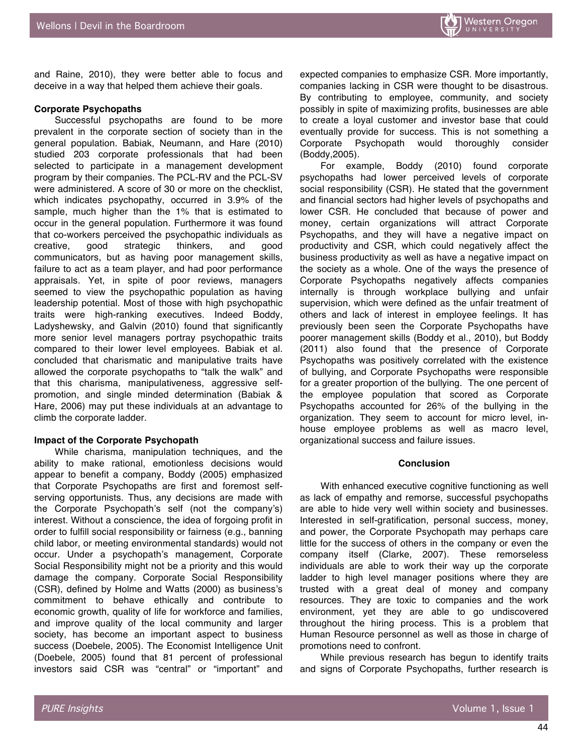and Raine, 2010), they were better able to focus and deceive in a way that helped them achieve their goals.

**Corporate Psychopaths**

Successful psychopaths are found to be more prevalent in the corporate section of society than in the general population. Babiak, Neumann, and Hare (2010) studied 203 corporate professionals that had been selected to participate in a management development program by their companies. The PCL-RV and the PCL-SV were administered. A score of 30 or more on the checklist, which indicates psychopathy, occurred in 3.9% of the sample, much higher than the 1% that is estimated to occur in the general population. Furthermore it was found that co-workers perceived the psychopathic individuals as creative, good strategic thinkers, and good communicators, but as having poor management skills, failure to act as a team player, and had poor performance appraisals. Yet, in spite of poor reviews, managers seemed to view the psychopathic population as having leadership potential. Most of those with high psychopathic traits were high-ranking executives. Indeed Boddy, Ladyshewsky, and Galvin (2010) found that significantly more senior level managers portray psychopathic traits compared to their lower level employees. Babiak et al. concluded that charismatic and manipulative traits have allowed the corporate psychopaths to "talk the walk" and that this charisma, manipulativeness, aggressive self-promotion, and single minded determination (Babiak & Hare, 2006) may put these individuals at an advantage to climb the corporate ladder.

**Impact of the Corporate Psychopath**

While charisma, manipulation techniques, and the ability to make rational, emotionless decisions would appear to benefit a company, Boddy (2005) emphasized that Corporate Psychopaths are first and foremost self-serving opportunists. Thus, any decisions are made with the Corporate Psychopath's self (not the company's) interest. Without a conscience, the idea of forgoing profit in order to fulfill social responsibility or fairness (e.g., banning child labor, or meeting environmental standards) would not occur. Under a psychopath's management, Corporate Social Responsibility might not be a priority and this would damage the company. Corporate Social Responsibility (CSR), defined by Holme and Watts (2000) as business's commitment to behave ethically and contribute to economic growth, quality of life for workforce and families, and improve quality of the local community and larger society, has become an important aspect to business success (Doebele, 2005). The Economist Intelligence Unit (Doebele, 2005) found that 81 percent of professional investors said CSR was "central" or "important" and expected companies to emphasize CSR. More importantly, companies lacking in CSR were thought to be disastrous. By contributing to employee, community, and society possibly in spite of maximizing profits, businesses are able to create a loyal customer and investor base that could eventually provide for success. This is not something a Corporate Psychopath would thoroughly consider (Boddy,2005).

For example, Boddy (2010) found corporate psychopaths had lower perceived levels of corporate social responsibility (CSR). He stated that the government and financial sectors had higher levels of psychopaths and lower CSR. He concluded that because of power and money, certain organizations will attract Corporate Psychopaths, and they will have a negative impact on productivity and CSR, which could negatively affect the business productivity as well as have a negative impact on the society as a whole. One of the ways the presence of Corporate Psychopaths negatively affects companies internally is through workplace bullying and unfair supervision, which were defined as the unfair treatment of others and lack of interest in employee feelings. It has previously been seen the Corporate Psychopaths have poorer management skills (Boddy et al., 2010), but Boddy (2011) also found that the presence of Corporate Psychopaths was positively correlated with the existence of bullying, and Corporate Psychopaths were responsible for a greater proportion of the bullying. The one percent of the employee population that scored as Corporate Psychopaths accounted for 26% of the bullying in the organization. They seem to account for micro level, in-house employee problems as well as macro level, organizational success and failure issues.

**Conclusion**

With enhanced executive cognitive functioning as well as lack of empathy and remorse, successful psychopaths are able to hide very well within society and businesses. Interested in self-gratification, personal success, money, and power, the Corporate Psychopath may perhaps care little for the success of others in the company or even the company itself (Clarke, 2007). These remorseless individuals are able to work their way up the corporate ladder to high level manager positions where they are trusted with a great deal of money and company resources. They are toxic to companies and the work environment, yet they are able to go undiscovered throughout the hiring process. This is a problem that Human Resource personnel as well as those in charge of promotions need to confront.

While previous research has begun to identify traits and signs of Corporate Psychopaths, further research is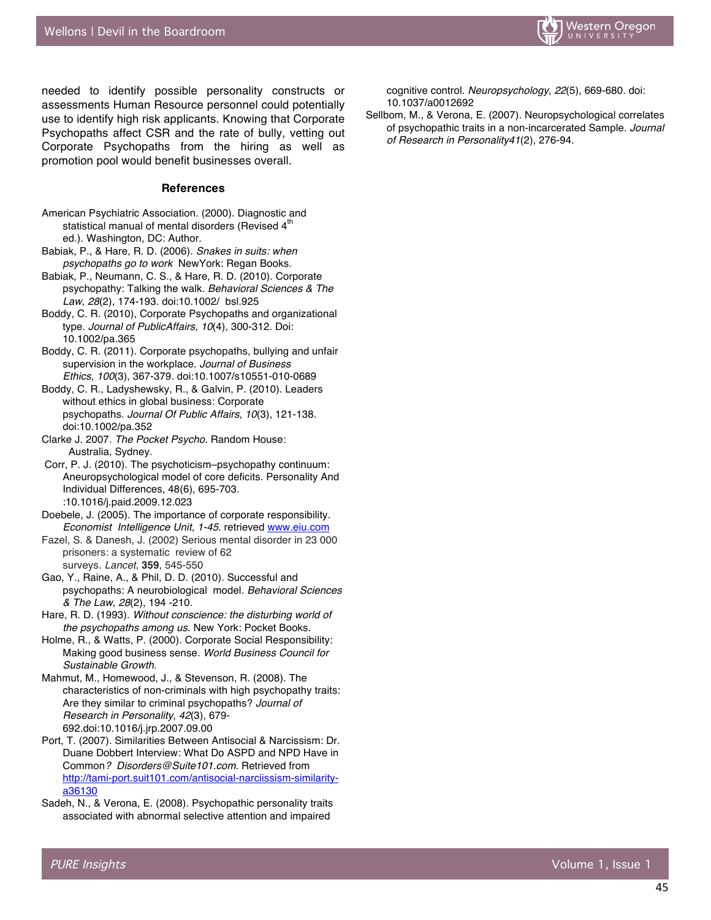needed to identify possible personality constructs or assessments Human Resource personnel could potentially use to identify high risk applicants. Knowing that Corporate Psychopaths affect CSR and the rate of bully, vetting out Corporate Psychopaths from the hiring as well as promotion pool would benefit businesses overall.

### References

American Psychiatric Association. (2000). Diagnostic and statistical manual of mental disorders (Revised 4th ed.). Washington, DC: Author.

Babiak, P., & Hare, R. D. (2006). *Snakes in suits: when psychopaths go to work* NewYork: Regan Books.

Babiak, P., Neumann, C. S., & Hare, R. D. (2010). Corporate psychopathy: Talking the walk. *Behavioral Sciences & The Law*, *28*(2), 174-193. doi:10.1002/ bsl.925

Boddy, C. R. (2010), Corporate Psychopaths and organizational type. *Journal of PublicAffairs, 10*(4), 300-312. Doi: 10.1002/pa.365

Boddy, C. R. (2011). Corporate psychopaths, bullying and unfair supervision in the workplace. *Journal of Business Ethics*, *100*(3), 367-379. doi:10.1007/s10551-010-0689

Boddy, C. R., Ladyshewsky, R., & Galvin, P. (2010). Leaders without ethics in global business: Corporate psychopaths. *Journal Of Public Affairs*, *10*(3), 121-138. doi:10.1002/pa.352

Clarke J. 2007. *The Pocket Psycho.* Random House: Australia, Sydney.

Corr, P. J. (2010). The psychoticism–psychopathy continuum: Aneuropsychological model of core deficits. Personality And Individual Differences, 48(6), 695-703. :10.1016/j.paid.2009.12.023

Doebele, J. (2005). The importance of corporate responsibility. *Economist Intelligence Unit, 1-45.* retrieved www.eiu.com

Fazel, S. & Danesh, J. (2002) Serious mental disorder in 23 000 prisoners: a systematic review of 62 surveys. *Lancet*, **359**, 545-550

Gao, Y., Raine, A., & Phil, D. D. (2010). Successful and psychopaths: A neurobiological model. *Behavioral Sciences & The Law*, *28*(2), 194 -210.

Hare, R. D. (1993). *Without conscience: the disturbing world of the psychopaths among us.* New York: Pocket Books.

Holme, R., & Watts, P. (2000). Corporate Social Responsibility: Making good business sense. *World Business Council for Sustainable Growth*.

Mahmut, M., Homewood, J., & Stevenson, R. (2008). The characteristics of non-criminals with high psychopathy traits: Are they similar to criminal psychopaths? *Journal of Research in Personality*, *42*(3), 679-692.doi:10.1016/j.jrp.2007.09.00

Port, T. (2007). Similarities Between Antisocial & Narcissism: Dr. Duane Dobbert Interview: What Do ASPD and NPD Have in Common*? Disorders@Suite101.com.* Retrieved from http://tami-port.suit101.com/antisocial-narciissism-similarity-a36130

Sadeh, N., & Verona, E. (2008). Psychopathic personality traits associated with abnormal selective attention and impaired cognitive control. *Neuropsychology*, *22*(5), 669-680. doi: 10.1037/a0012692

Sellbom, M., & Verona, E. (2007). Neuropsychological correlates of psychopathic traits in a non-incarcerated Sample. *Journal of Research in Personality41*(2), 276-94.